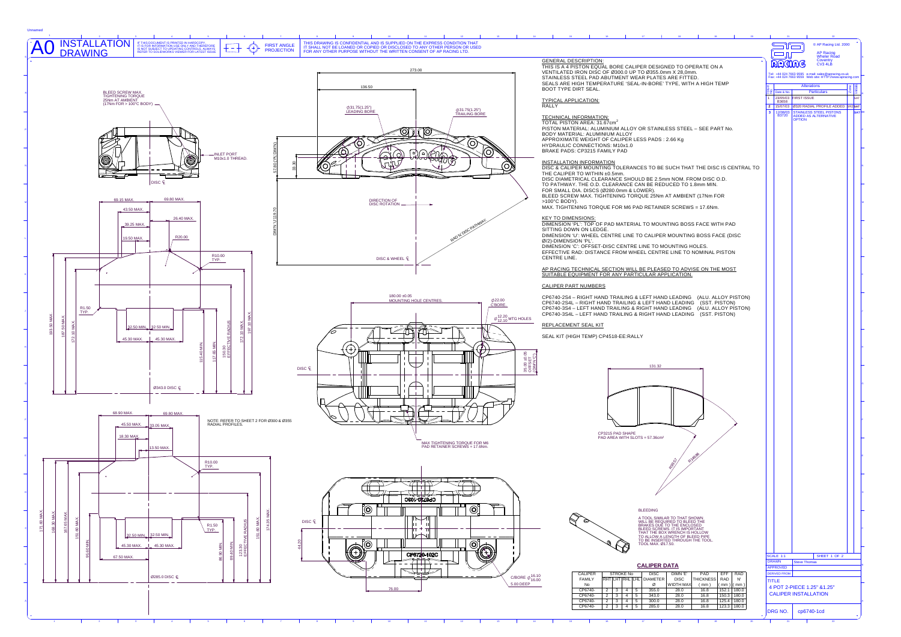# A0 INSTALLATION DRAWING

IF THIS DOCUMENT IS PRINTED IN HARDCOPY IT IS FOR INFORMATION USE ONLY AND THEREFORE IS NOT SUBJECT TO UPDATING CONTROLS. ALWAYS REFER TO SOLIDWORKS VIEWER FOR LATEST ISSUE

FIRST ANGLE PROJECTION

THIS DRAWING IS CONFIDENTIAL AND IS SUPPLIED ON THE EXPRESS CONDITION THAT IT SHALL NOT BE LOANED OR COPIED OR DISCLOSED TO ANY OTHER PERSON OR USED FOR ANY OTHER PURPOSE WITHOUT THE WRITTEN CONSENT OF AP RACING LTD.

BLEED SCREW MAX. TIGHTENING TORQUE 25Nm AT AMBIENT (17Nm FOR > 100°C BODY)

INLET PORT M10x1.0 THREAD.

DISC ℄

NOTE: REFER TO SHEET 2 FOR Ø300 & Ø355 RADIAL PROFILES.

Ø343.0 DISC ℄

Ø285.0 DISC ℄

Ø31.75(1.25") LEADING BORE

Ø31.75(1.25") TRAILING BORE

DIRECTION OF DISC ROTATION

RAD 'N' DISC PATHWAY

DISC & WHEEL ℄

180.00 ±0.05 MOUNTING HOLE CENTRES.

Ø22.00 C'BORE

$Ø^{12.20}_{12.10}$ MTG HOLES

35.00 ±0.05 OFFSET (DIM'N 'C')

MAX TIGHTENING TORQUE FOR M6 PAD RETAINER SCREWS = 17.6Nm.

C/BORE $Ø^{16.10}_{16.00}$ 5.00 DEEP

## GENERAL DESCRIPTION:

THIS IS A 4 PISTON EQUAL BORE CALIPER DESIGNED TO OPERATE ON A VENTILATED IRON DISC OF Ø300.0 UP TO Ø355.0mm X 28,0mm.
STAINLESS STEEL PAD ABUTMENT WEAR PLATES ARE FITTED.
SEALS ARE HIGH TEMPERATURE 'SEAL-IN-BORE' TYPE, WITH A HIGH TEMP BOOT TYPE DIRT SEAL.

## TYPICAL APPLICATION:

RALLY

## TECHNICAL INFORMATION:

TOTAL PISTON AREA: 31.67cm²
PISTON MATERIAL: ALUMINIUM ALLOY OR STAINLESS STEEL – SEE PART No.
BODY MATERIAL: ALUMINIUM ALLOY
APPROXIMATE WEIGHT OF CALIPER LESS PADS : 2.66 Kg
HYDRAULIC CONNECTIONS: M10x1.0
BRAKE PADS: CP3215 FAMILY PAD

## INSTALLATION INFORMATION

DISC & CALIPER MOUNTING TOLERANCES TO BE SUCH THAT THE DISC IS CENTRAL TO THE CALIPER TO WITHIN ±0.5mm.
DISC DIAMETRICAL CLEARANCE SHOULD BE 2.5mm NOM. FROM DISC O.D. TO PATHWAY. THE O.D. CLEARANCE CAN BE REDUCED TO 1.8mm MIN. FOR SMALL DIA. DISCS (Ø280.0mm & LOWER).
BLEED SCREW MAX. TIGHTENING TORQUE 25Nm AT AMBIENT (17Nm FOR >100°C BODY).
MAX. TIGHTENING TORQUE FOR M6 PAD RETAINER SCREWS = 17.6Nm.

## KEY TO DIMENSIONS:

DIMENSION 'PL': TOP OF PAD MATERIAL TO MOUNTING BOSS FACE WITH PAD SITTING DOWN ON LEDGE.
DIMENSION 'U': WHEEL CENTRE LINE TO CALIPER MOUNTING BOSS FACE (DISC Ø/2)-DIMENSION 'PL'.
DIMENSION 'C': OFFSET-DISC CENTRE LINE TO MOUNTING HOLES.
EFFECTIVE RAD: DISTANCE FROM WHEEL CENTRE LINE TO NOMINAL PISTON CENTRE LINE.

AP RACING TECHNICAL SECTION WILL BE PLEASED TO ADVISE ON THE MOST SUITABLE EQUIPMENT FOR ANY PARTICULAR APPLICATION.

## CALIPER PART NUMBERS

CP6740-2S4 – RIGHT HAND TRAILING & LEFT HAND LEADING (ALU. ALLOY PISTON)
CP6740-2S4L – RIGHT HAND TRAILING & LEFT HAND LEADING (SST. PISTON)
CP6740-3S4 – LEFT HAND TRAILING & RIGHT HAND LEADING (ALU. ALLOY PISTON)
CP6740-3S4L – LEFT HAND TRAILING & RIGHT HAND LEADING (SST. PISTON)

## REPLACEMENT SEAL KIT

SEAL KIT (HIGH TEMP) CP4518-EE:RALLY

CP3215 PAD SHAPE
PAD AREA WITH SLOTS = 57.36cm²

## BLEEDING

A TOOL SIMILAR TO THAT SHOWN WILL BE REQUIRED TO BLEED THE BRAKES DUE TO THE ENCLOSED BLEED SCREWS. IT IS IMPORTANT THAT THE BOX WRENCH IS HOLLOW TO ALLOW A LENGTH OF BLEED PIPE TO BE INSERTED THROUGH THE TOOL. TOOL MAX. Ø17.50.

## CALIPER DATA

| CALIPER FAMILY No | STROKE No RHT | LHT | RHL | LHL | DISC Ø | DIMN 'E' DISC WIDTH MAX | PAD THICKNESS (mm) | EFF RAD (mm) | RAD 'N' (mm) |
|---|---|---|---|---|---|---|---|---|---|
| CP6740- | 2 | 3 | 4 | 5 | 355.0 | 28.0 | 16.8 | 152.1 | 180.0 |
| CP6740- | 2 | 3 | 4 | 5 | 343.0 | 28.0 | 16.8 | 150.3 | 180.0 |
| CP6740- | 2 | 3 | 4 | 5 | 300.0 | 28.0 | 16.8 | 125.4 | 180.0 |
| CP6740- | 2 | 3 | 4 | 5 | 285.0 | 28.0 | 16.8 | 123.3 | 180.0 |

© AP Racing Ltd. 2000
AP Racing
Wheler Road
Coventry
CV3 4LB

Tel. +44 024 7663 9595 e-mail: sales@apracing.co.uk
Fax: +44 024 7663 9559 Web site: HTTP://www.apracing.com

| Issue No | Date & No. | Alterations Particulars | Initials |
|---|---|---|---|
| 1 | 23/05/03 B3658 | FIRST ISSUE | SAT |
| 2 | 15/07/03 | Ø320 RADIAL PROFILE ADDED | SAT |
| 3 | 12/08/03 B3720 | STAINLESS STEEL PISTONS ADDED AS ALTERNATIVE OPTION | SAT |

| | |
|---|---|
| SCALE 1:1 | SHEET 1 OF 2 |
| DRAWN | Steve Thomas |
| APPROVED | |
| DERIVED FROM | |
| TITLE | 4 POT 2-PIECE 1.25" &1.25" CALIPER INSTALLATION |
| DRG NO. | cp6740-1cd |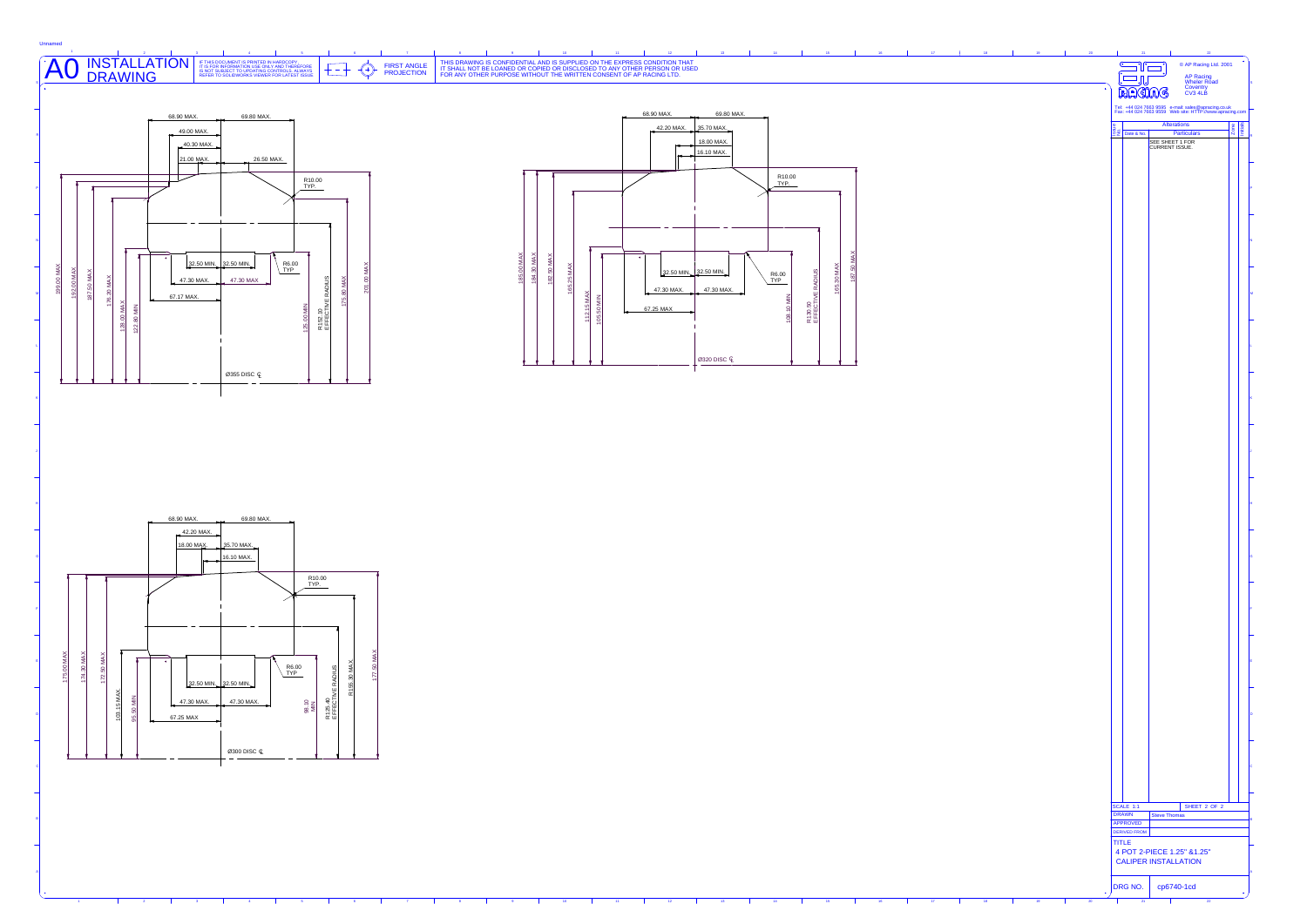# A0 INSTALLATION DRAWING

IF THIS DOCUMENT IS PRINTED IN HARDCOPY IT IS FOR INFORMATION USE ONLY AND THEREFORE IS NOT SUBJECT TO UPDATING CONTROLS. ALWAYS REFER TO SOLIDWORKS VIEWER FOR LATEST ISSUE

FIRST ANGLE PROJECTION

THIS DRAWING IS CONFIDENTIAL AND IS SUPPLIED ON THE EXPRESS CONDITION THAT IT SHALL NOT BE LOANED OR COPIED OR DISCLOSED TO ANY OTHER PERSON OR USED FOR ANY OTHER PURPOSE WITHOUT THE WRITTEN CONSENT OF AP RACING LTD.

68.90 MAX.
69.80 MAX.
49.00 MAX.
40.30 MAX.
21.00 MAX.
26.50 MAX.
R10.00 TYP.
32.50 MIN.
32.50 MIN.
R6.00 TYP
47.30 MAX.
47.30 MAX
67.17 MAX.
199.00 MAX
192.00 MAX
187.50 MAX
176.20 MAX
128.00 MAX
122.80 MIN
125.00 MIN
R132.30 EFFECTIVE RADIUS
171.80 MAX
201.00 MAX
Ø355 DISC ℄

68.90 MAX.
69.80 MAX.
42.20 MAX.
35.70 MAX.
18.00 MAX.
16.10 MAX.
R10.00 TYP.
32.50 MIN.
32.50 MIN.
R6.00 TYP
47.30 MAX.
47.30 MAX.
67.25 MAX
185.00 MAX
184.30 MAX
182.50 MAX
165.25 MAX
113.15 MAX
105.50 MIN
108.10 MIN
R130.30 EFFECTIVE RADIUS
165.30 MAX
187.50 MAX
Ø320 DISC ℄

68.90 MAX.
69.80 MAX.
42.20 MAX.
18.00 MAX.
35.70 MAX
16.10 MAX.
R10.00 TYP.
R6.00 TYP
32.50 MIN.
32.50 MIN.
47.30 MAX.
47.30 MAX.
67.25 MAX
175.00 MAX
174.30 MAX
172.50 MAX
103.15 MAX.
95.50 MIN
98.10 MIN
R125.40 EFFECTIVE RADIUS
R155.30 MAX.
177.50 MAX
Ø300 DISC ℄

© AP Racing Ltd. 2001

AP Racing
Wheler Road
Coventry
CV3 4LB

Tel: +44 024 7663 9595 e-mail: sales@apracing.co.uk
Fax: +44 024 7663 9559 Web site: HTTP://www.apracing.com

| Issue No | Date & No | Alterations Particulars | Drawn | Checked |
| --- | --- | --- | --- | --- |
| | | SEE SHEET 1 FOR CURRENT ISSUE | | |

| | |
| --- | --- |
| SCALE 1:1 | SHEET 2 OF 2 |
| DRAWN | Steve Thomas |
| APPROVED | |
| DERIVED FROM | |

TITLE
4 POT 2-PIECE 1.25" &1.25"
CALIPER INSTALLATION

DRG NO. cp6740-1cd